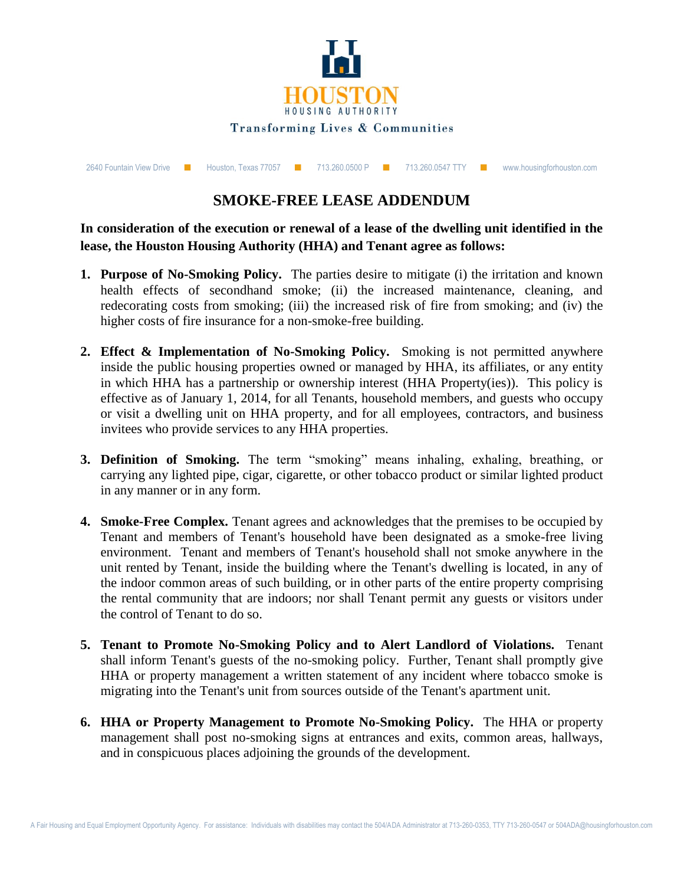HOUSTON
HOUSING AUTHORITY

Transforming Lives & Communities

2640 Fountain View Drive ■ Houston, Texas 77057 ■ 713.260.0500 P ■ 713.260.0547 TTY ■ www.housingforhouston.com

# SMOKE-FREE LEASE ADDENDUM

**In consideration of the execution or renewal of a lease of the dwelling unit identified in the lease, the Houston Housing Authority (HHA) and Tenant agree as follows:**

1. **Purpose of No-Smoking Policy.** The parties desire to mitigate (i) the irritation and known health effects of secondhand smoke; (ii) the increased maintenance, cleaning, and redecorating costs from smoking; (iii) the increased risk of fire from smoking; and (iv) the higher costs of fire insurance for a non-smoke-free building.

2. **Effect & Implementation of No-Smoking Policy.** Smoking is not permitted anywhere inside the public housing properties owned or managed by HHA, its affiliates, or any entity in which HHA has a partnership or ownership interest (HHA Property(ies)). This policy is effective as of January 1, 2014, for all Tenants, household members, and guests who occupy or visit a dwelling unit on HHA property, and for all employees, contractors, and business invitees who provide services to any HHA properties.

3. **Definition of Smoking.** The term "smoking" means inhaling, exhaling, breathing, or carrying any lighted pipe, cigar, cigarette, or other tobacco product or similar lighted product in any manner or in any form.

4. **Smoke-Free Complex.** Tenant agrees and acknowledges that the premises to be occupied by Tenant and members of Tenant's household have been designated as a smoke-free living environment. Tenant and members of Tenant's household shall not smoke anywhere in the unit rented by Tenant, inside the building where the Tenant's dwelling is located, in any of the indoor common areas of such building, or in other parts of the entire property comprising the rental community that are indoors; nor shall Tenant permit any guests or visitors under the control of Tenant to do so.

5. **Tenant to Promote No-Smoking Policy and to Alert Landlord of Violations.** Tenant shall inform Tenant's guests of the no-smoking policy. Further, Tenant shall promptly give HHA or property management a written statement of any incident where tobacco smoke is migrating into the Tenant's unit from sources outside of the Tenant's apartment unit.

6. **HHA or Property Management to Promote No-Smoking Policy.** The HHA or property management shall post no-smoking signs at entrances and exits, common areas, hallways, and in conspicuous places adjoining the grounds of the development.

A Fair Housing and Equal Employment Opportunity Agency. For assistance: Individuals with disabilities may contact the 504/ADA Administrator at 713-260-0353, TTY 713-260-0547 or 504ADA@housingforhouston.com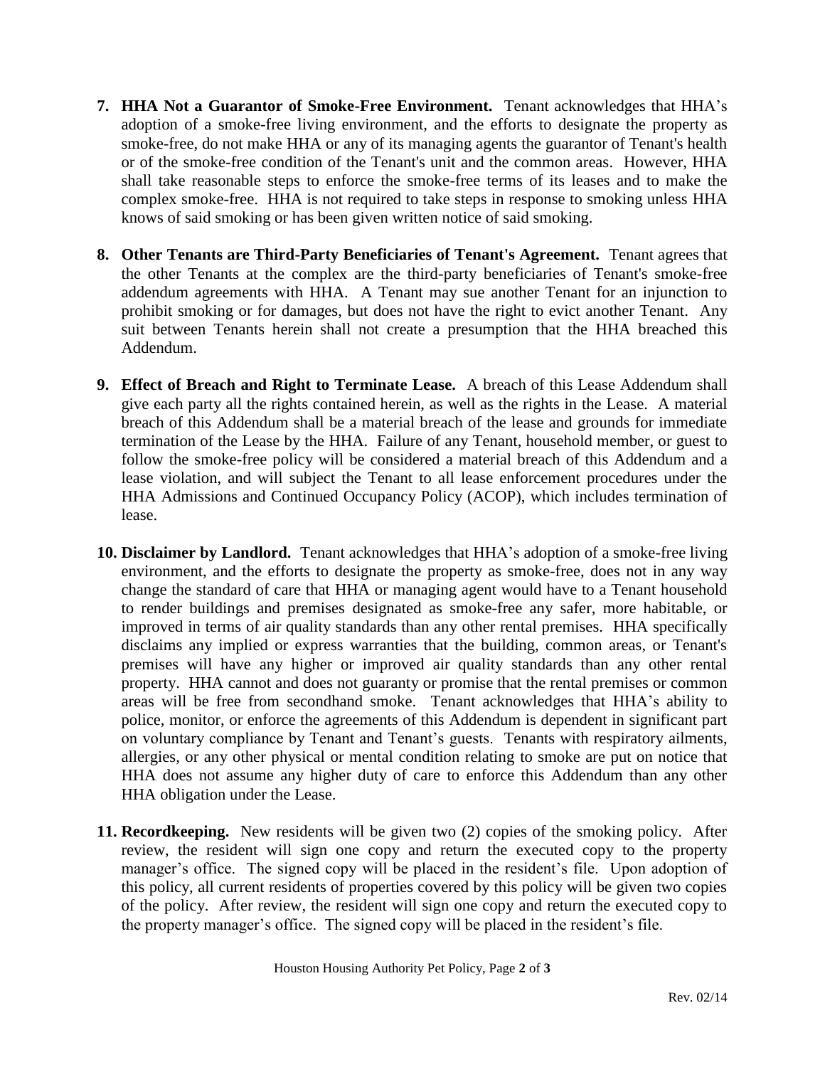7. **HHA Not a Guarantor of Smoke-Free Environment.** Tenant acknowledges that HHA's adoption of a smoke-free living environment, and the efforts to designate the property as smoke-free, do not make HHA or any of its managing agents the guarantor of Tenant's health or of the smoke-free condition of the Tenant's unit and the common areas. However, HHA shall take reasonable steps to enforce the smoke-free terms of its leases and to make the complex smoke-free. HHA is not required to take steps in response to smoking unless HHA knows of said smoking or has been given written notice of said smoking.

8. **Other Tenants are Third-Party Beneficiaries of Tenant's Agreement.** Tenant agrees that the other Tenants at the complex are the third-party beneficiaries of Tenant's smoke-free addendum agreements with HHA. A Tenant may sue another Tenant for an injunction to prohibit smoking or for damages, but does not have the right to evict another Tenant. Any suit between Tenants herein shall not create a presumption that the HHA breached this Addendum.

9. **Effect of Breach and Right to Terminate Lease.** A breach of this Lease Addendum shall give each party all the rights contained herein, as well as the rights in the Lease. A material breach of this Addendum shall be a material breach of the lease and grounds for immediate termination of the Lease by the HHA. Failure of any Tenant, household member, or guest to follow the smoke-free policy will be considered a material breach of this Addendum and a lease violation, and will subject the Tenant to all lease enforcement procedures under the HHA Admissions and Continued Occupancy Policy (ACOP), which includes termination of lease.

10. **Disclaimer by Landlord.** Tenant acknowledges that HHA's adoption of a smoke-free living environment, and the efforts to designate the property as smoke-free, does not in any way change the standard of care that HHA or managing agent would have to a Tenant household to render buildings and premises designated as smoke-free any safer, more habitable, or improved in terms of air quality standards than any other rental premises. HHA specifically disclaims any implied or express warranties that the building, common areas, or Tenant's premises will have any higher or improved air quality standards than any other rental property. HHA cannot and does not guaranty or promise that the rental premises or common areas will be free from secondhand smoke. Tenant acknowledges that HHA's ability to police, monitor, or enforce the agreements of this Addendum is dependent in significant part on voluntary compliance by Tenant and Tenant's guests. Tenants with respiratory ailments, allergies, or any other physical or mental condition relating to smoke are put on notice that HHA does not assume any higher duty of care to enforce this Addendum than any other HHA obligation under the Lease.

11. **Recordkeeping.** New residents will be given two (2) copies of the smoking policy. After review, the resident will sign one copy and return the executed copy to the property manager's office. The signed copy will be placed in the resident's file. Upon adoption of this policy, all current residents of properties covered by this policy will be given two copies of the policy. After review, the resident will sign one copy and return the executed copy to the property manager's office. The signed copy will be placed in the resident's file.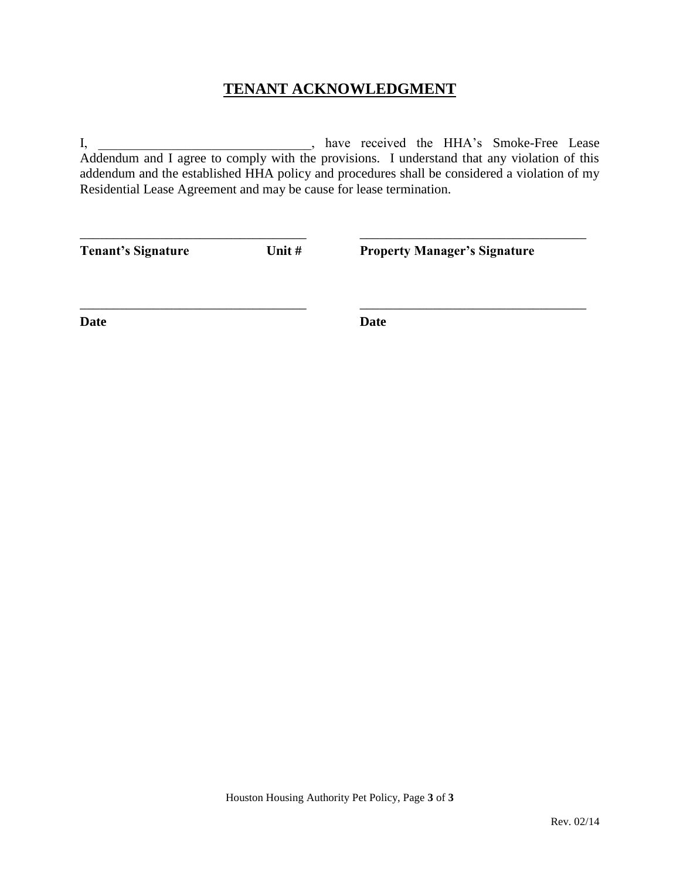# TENANT ACKNOWLEDGMENT

I, ________________________________, have received the HHA's Smoke-Free Lease Addendum and I agree to comply with the provisions. I understand that any violation of this addendum and the established HHA policy and procedures shall be considered a violation of my Residential Lease Agreement and may be cause for lease termination.

| | |
|---|---|
| ___________________________________ | ___________________________________ |
| **Tenant's Signature Unit #** | **Property Manager's Signature** |
| ___________________________________ | ___________________________________ |
| **Date** | **Date** |

Rev. 02/14